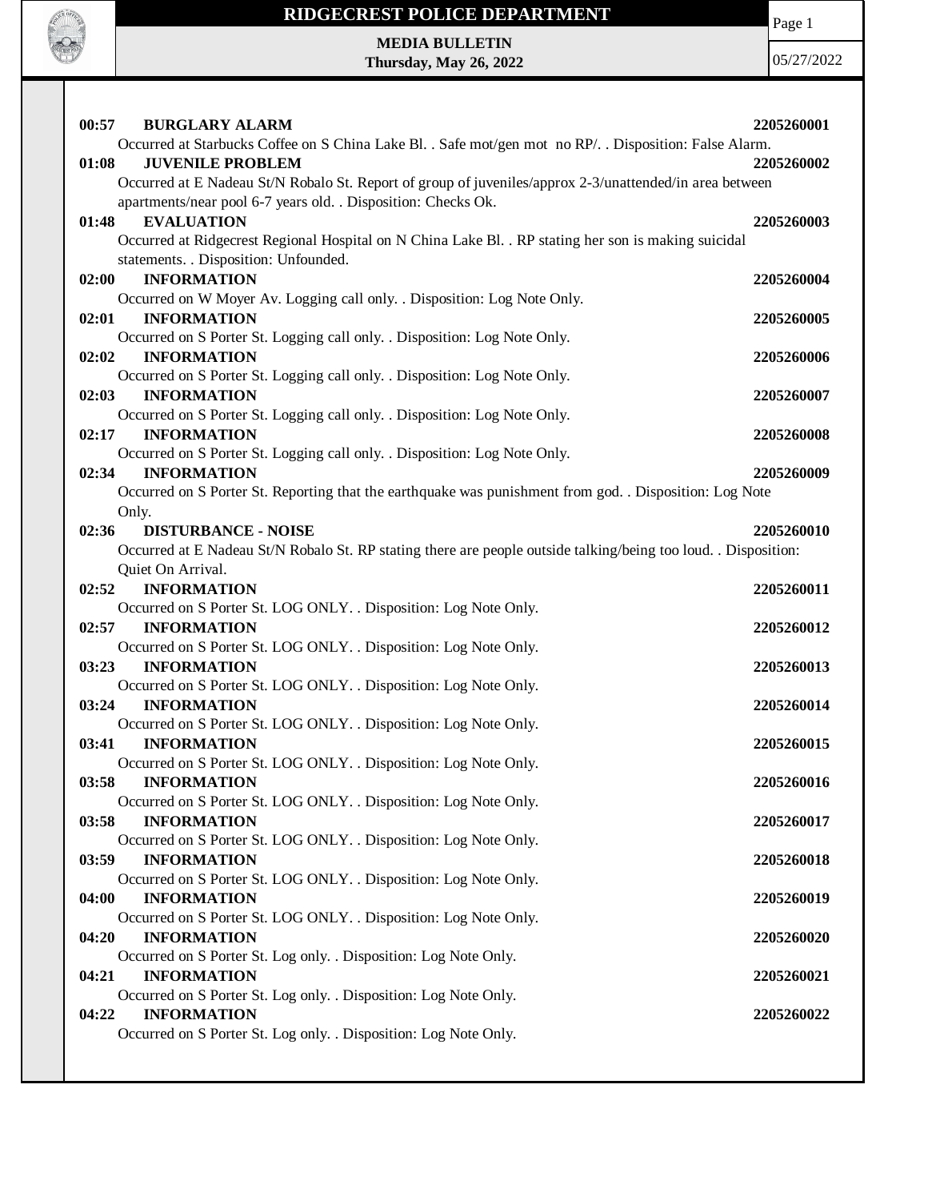# RIDGECREST POLICE DEPARTMENT

**MEDIA BULLETIN**
**Thursday, May 26, 2022**

05/27/2022

**00:57 BURGLARY ALARM** **2205260001**
Occurred at Starbucks Coffee on S China Lake Bl. . Safe mot/gen mot no RP/. . Disposition: False Alarm.

**01:08 JUVENILE PROBLEM** **2205260002**
Occurred at E Nadeau St/N Robalo St. Report of group of juveniles/approx 2-3/unattended/in area between apartments/near pool 6-7 years old. . Disposition: Checks Ok.

**01:48 EVALUATION** **2205260003**
Occurred at Ridgecrest Regional Hospital on N China Lake Bl. . RP stating her son is making suicidal statements. . Disposition: Unfounded.

**02:00 INFORMATION** **2205260004**
Occurred on W Moyer Av. Logging call only. . Disposition: Log Note Only.

**02:01 INFORMATION** **2205260005**
Occurred on S Porter St. Logging call only. . Disposition: Log Note Only.

**02:02 INFORMATION** **2205260006**
Occurred on S Porter St. Logging call only. . Disposition: Log Note Only.

**02:03 INFORMATION** **2205260007**
Occurred on S Porter St. Logging call only. . Disposition: Log Note Only.

**02:17 INFORMATION** **2205260008**
Occurred on S Porter St. Logging call only. . Disposition: Log Note Only.

**02:34 INFORMATION** **2205260009**
Occurred on S Porter St. Reporting that the earthquake was punishment from god. . Disposition: Log Note Only.

**02:36 DISTURBANCE - NOISE** **2205260010**
Occurred at E Nadeau St/N Robalo St. RP stating there are people outside talking/being too loud. . Disposition: Quiet On Arrival.

**02:52 INFORMATION** **2205260011**
Occurred on S Porter St. LOG ONLY. . Disposition: Log Note Only.

**02:57 INFORMATION** **2205260012**
Occurred on S Porter St. LOG ONLY. . Disposition: Log Note Only.

**03:23 INFORMATION** **2205260013**
Occurred on S Porter St. LOG ONLY. . Disposition: Log Note Only.

**03:24 INFORMATION** **2205260014**
Occurred on S Porter St. LOG ONLY. . Disposition: Log Note Only.

**03:41 INFORMATION** **2205260015**
Occurred on S Porter St. LOG ONLY. . Disposition: Log Note Only.

**03:58 INFORMATION** **2205260016**
Occurred on S Porter St. LOG ONLY. . Disposition: Log Note Only.

**03:58 INFORMATION** **2205260017**
Occurred on S Porter St. LOG ONLY. . Disposition: Log Note Only.

**03:59 INFORMATION** **2205260018**
Occurred on S Porter St. LOG ONLY. . Disposition: Log Note Only.

**04:00 INFORMATION** **2205260019**
Occurred on S Porter St. LOG ONLY. . Disposition: Log Note Only.

**04:20 INFORMATION** **2205260020**
Occurred on S Porter St. Log only. . Disposition: Log Note Only.

**04:21 INFORMATION** **2205260021**
Occurred on S Porter St. Log only. . Disposition: Log Note Only.

**04:22 INFORMATION** **2205260022**
Occurred on S Porter St. Log only. . Disposition: Log Note Only.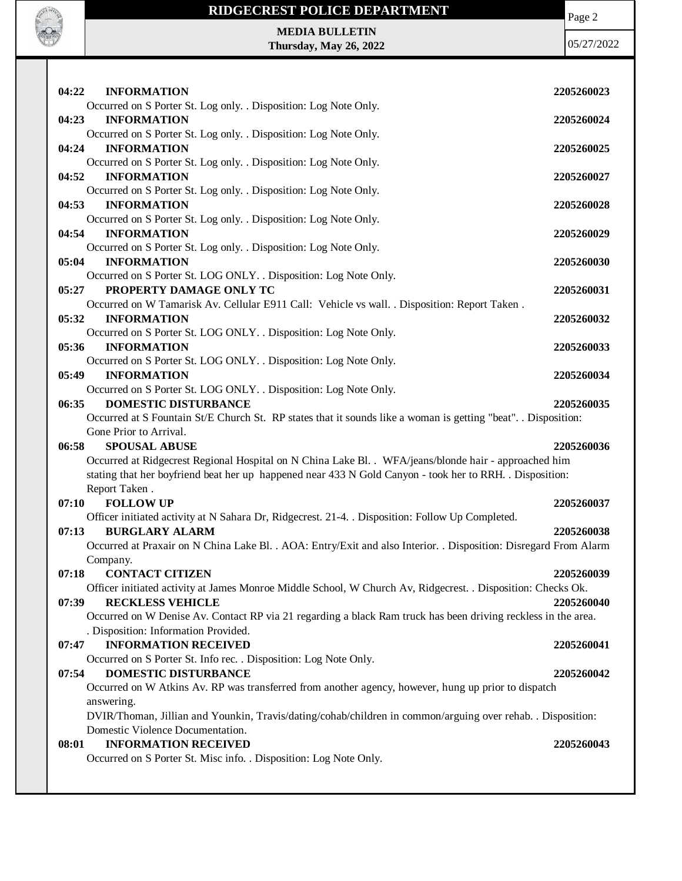**04:22 INFORMATION 2205260023**

Occurred on S Porter St. Log only. . Disposition: Log Note Only.

**04:23 INFORMATION 2205260024**

Occurred on S Porter St. Log only. . Disposition: Log Note Only.

**04:24 INFORMATION 2205260025**

Occurred on S Porter St. Log only. . Disposition: Log Note Only.

**04:52 INFORMATION 2205260027**

Occurred on S Porter St. Log only. . Disposition: Log Note Only.

**04:53 INFORMATION 2205260028**

Occurred on S Porter St. Log only. . Disposition: Log Note Only.

**04:54 INFORMATION 2205260029**

Occurred on S Porter St. Log only. . Disposition: Log Note Only.

**05:04 INFORMATION 2205260030**

Occurred on S Porter St. LOG ONLY. . Disposition: Log Note Only.

**05:27 PROPERTY DAMAGE ONLY TC 2205260031**

Occurred on W Tamarisk Av. Cellular E911 Call: Vehicle vs wall. . Disposition: Report Taken .

**05:32 INFORMATION 2205260032**

Occurred on S Porter St. LOG ONLY. . Disposition: Log Note Only.

**05:36 INFORMATION 2205260033**

Occurred on S Porter St. LOG ONLY. . Disposition: Log Note Only.

**05:49 INFORMATION 2205260034**

Occurred on S Porter St. LOG ONLY. . Disposition: Log Note Only.

**06:35 DOMESTIC DISTURBANCE 2205260035**

Occurred at S Fountain St/E Church St. RP states that it sounds like a woman is getting "beat". . Disposition: Gone Prior to Arrival.

**06:58 SPOUSAL ABUSE 2205260036**

Occurred at Ridgecrest Regional Hospital on N China Lake Bl. . WFA/jeans/blonde hair - approached him stating that her boyfriend beat her up happened near 433 N Gold Canyon - took her to RRH. . Disposition: Report Taken .

**07:10 FOLLOW UP 2205260037**

Officer initiated activity at N Sahara Dr, Ridgecrest. 21-4. . Disposition: Follow Up Completed.

**07:13 BURGLARY ALARM 2205260038**

Occurred at Praxair on N China Lake Bl. . AOA: Entry/Exit and also Interior. . Disposition: Disregard From Alarm Company.

**07:18 CONTACT CITIZEN 2205260039**

Officer initiated activity at James Monroe Middle School, W Church Av, Ridgecrest. . Disposition: Checks Ok.

**07:39 RECKLESS VEHICLE 2205260040**

Occurred on W Denise Av. Contact RP via 21 regarding a black Ram truck has been driving reckless in the area. . Disposition: Information Provided.

**07:47 INFORMATION RECEIVED 2205260041**

Occurred on S Porter St. Info rec. . Disposition: Log Note Only.

**07:54 DOMESTIC DISTURBANCE 2205260042**

Occurred on W Atkins Av. RP was transferred from another agency, however, hung up prior to dispatch answering.

DVIR/Thoman, Jillian and Younkin, Travis/dating/cohab/children in common/arguing over rehab. . Disposition: Domestic Violence Documentation.

**08:01 INFORMATION RECEIVED 2205260043**

Occurred on S Porter St. Misc info. . Disposition: Log Note Only.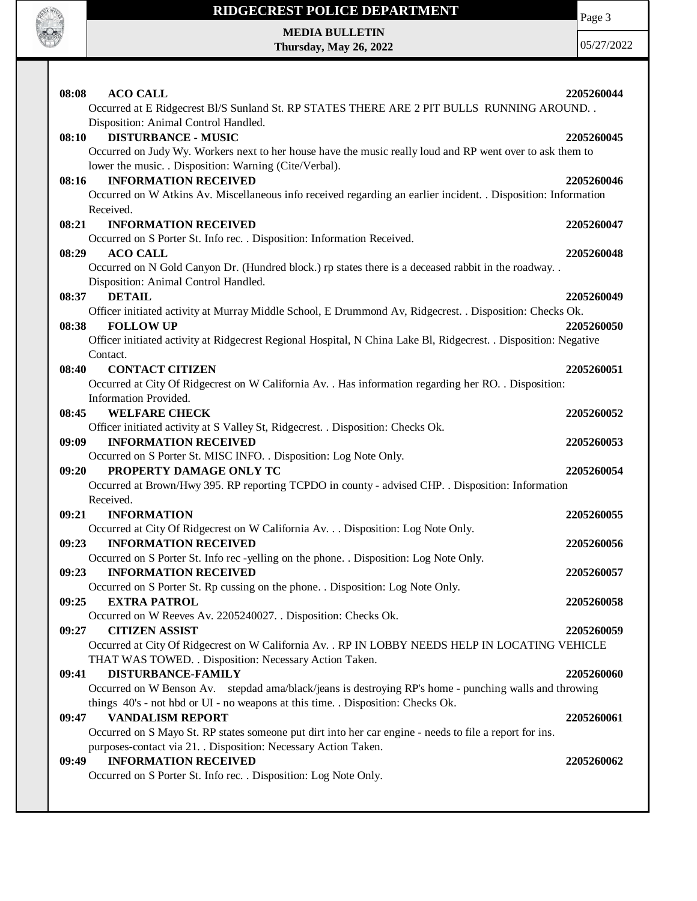**08:08 ACO CALL** 2205260044

Occurred at E Ridgecrest Bl/S Sunland St. RP STATES THERE ARE 2 PIT BULLS RUNNING AROUND. . Disposition: Animal Control Handled.

**08:10 DISTURBANCE - MUSIC** 2205260045

Occurred on Judy Wy. Workers next to her house have the music really loud and RP went over to ask them to lower the music. . Disposition: Warning (Cite/Verbal).

**08:16 INFORMATION RECEIVED** 2205260046

Occurred on W Atkins Av. Miscellaneous info received regarding an earlier incident. . Disposition: Information Received.

**08:21 INFORMATION RECEIVED** 2205260047

Occurred on S Porter St. Info rec. . Disposition: Information Received.

**08:29 ACO CALL** 2205260048

Occurred on N Gold Canyon Dr. (Hundred block.) rp states there is a deceased rabbit in the roadway. . Disposition: Animal Control Handled.

**08:37 DETAIL** 2205260049

Officer initiated activity at Murray Middle School, E Drummond Av, Ridgecrest. . Disposition: Checks Ok.

**08:38 FOLLOW UP** 2205260050

Officer initiated activity at Ridgecrest Regional Hospital, N China Lake Bl, Ridgecrest. . Disposition: Negative Contact.

**08:40 CONTACT CITIZEN** 2205260051

Occurred at City Of Ridgecrest on W California Av. . Has information regarding her RO. . Disposition: Information Provided.

**08:45 WELFARE CHECK** 2205260052

Officer initiated activity at S Valley St, Ridgecrest. . Disposition: Checks Ok.

**09:09 INFORMATION RECEIVED** 2205260053

Occurred on S Porter St. MISC INFO. . Disposition: Log Note Only.

**09:20 PROPERTY DAMAGE ONLY TC** 2205260054

Occurred at Brown/Hwy 395. RP reporting TCPDO in county - advised CHP. . Disposition: Information Received.

**09:21 INFORMATION** 2205260055

Occurred at City Of Ridgecrest on W California Av. . . Disposition: Log Note Only.

**09:23 INFORMATION RECEIVED** 2205260056

Occurred on S Porter St. Info rec -yelling on the phone. . Disposition: Log Note Only.

**09:23 INFORMATION RECEIVED** 2205260057

Occurred on S Porter St. Rp cussing on the phone. . Disposition: Log Note Only.

**09:25 EXTRA PATROL** 2205260058

Occurred on W Reeves Av. 2205240027. . Disposition: Checks Ok.

**09:27 CITIZEN ASSIST** 2205260059

Occurred at City Of Ridgecrest on W California Av. . RP IN LOBBY NEEDS HELP IN LOCATING VEHICLE THAT WAS TOWED. . Disposition: Necessary Action Taken.

**09:41 DISTURBANCE-FAMILY** 2205260060

Occurred on W Benson Av. stepdad ama/black/jeans is destroying RP's home - punching walls and throwing things 40's - not hbd or UI - no weapons at this time. . Disposition: Checks Ok.

**09:47 VANDALISM REPORT** 2205260061

Occurred on S Mayo St. RP states someone put dirt into her car engine - needs to file a report for ins. purposes-contact via 21. . Disposition: Necessary Action Taken.

**09:49 INFORMATION RECEIVED** 2205260062

Occurred on S Porter St. Info rec. . Disposition: Log Note Only.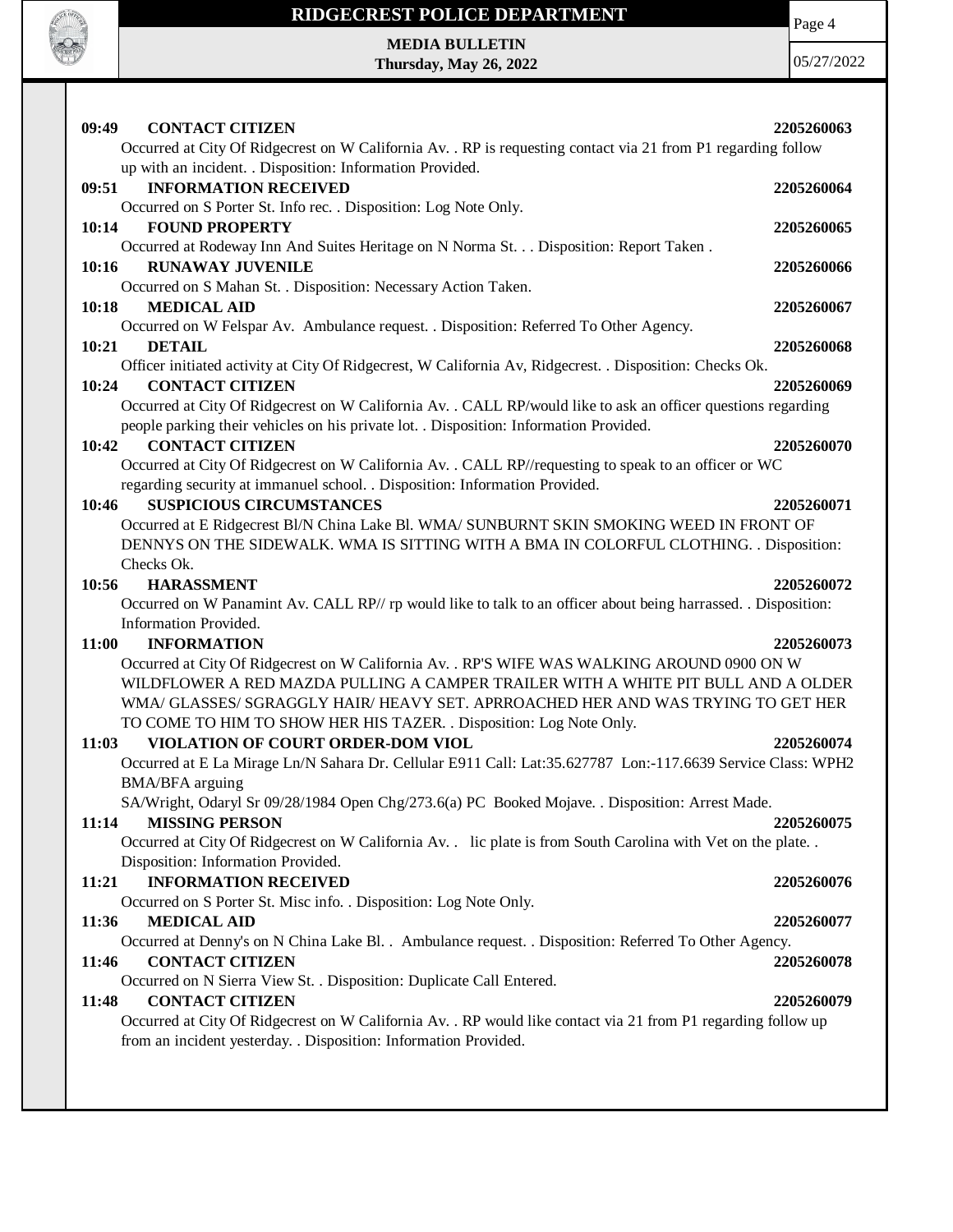**09:49 CONTACT CITIZEN 2205260063**

Occurred at City Of Ridgecrest on W California Av. . RP is requesting contact via 21 from P1 regarding follow up with an incident. . Disposition: Information Provided.

**09:51 INFORMATION RECEIVED 2205260064**

Occurred on S Porter St. Info rec. . Disposition: Log Note Only.

**10:14 FOUND PROPERTY 2205260065**

Occurred at Rodeway Inn And Suites Heritage on N Norma St. . . Disposition: Report Taken .

**10:16 RUNAWAY JUVENILE 2205260066**

Occurred on S Mahan St. . Disposition: Necessary Action Taken.

**10:18 MEDICAL AID 2205260067**

Occurred on W Felspar Av. Ambulance request. . Disposition: Referred To Other Agency.

**10:21 DETAIL 2205260068**

Officer initiated activity at City Of Ridgecrest, W California Av, Ridgecrest. . Disposition: Checks Ok.

**10:24 CONTACT CITIZEN 2205260069**

Occurred at City Of Ridgecrest on W California Av. . CALL RP/would like to ask an officer questions regarding people parking their vehicles on his private lot. . Disposition: Information Provided.

**10:42 CONTACT CITIZEN 2205260070**

Occurred at City Of Ridgecrest on W California Av. . CALL RP//requesting to speak to an officer or WC regarding security at immanuel school. . Disposition: Information Provided.

**10:46 SUSPICIOUS CIRCUMSTANCES 2205260071**

Occurred at E Ridgecrest Bl/N China Lake Bl. WMA/ SUNBURNT SKIN SMOKING WEED IN FRONT OF DENNYS ON THE SIDEWALK. WMA IS SITTING WITH A BMA IN COLORFUL CLOTHING. . Disposition: Checks Ok.

**10:56 HARASSMENT 2205260072**

Occurred on W Panamint Av. CALL RP// rp would like to talk to an officer about being harrassed. . Disposition: Information Provided.

**11:00 INFORMATION 2205260073**

Occurred at City Of Ridgecrest on W California Av. . RP'S WIFE WAS WALKING AROUND 0900 ON W WILDFLOWER A RED MAZDA PULLING A CAMPER TRAILER WITH A WHITE PIT BULL AND A OLDER WMA/ GLASSES/ SGRAGGLY HAIR/ HEAVY SET. APRROACHED HER AND WAS TRYING TO GET HER TO COME TO HIM TO SHOW HER HIS TAZER. . Disposition: Log Note Only.

**11:03 VIOLATION OF COURT ORDER-DOM VIOL 2205260074**

Occurred at E La Mirage Ln/N Sahara Dr. Cellular E911 Call: Lat:35.627787 Lon:-117.6639 Service Class: WPH2 BMA/BFA arguing

SA/Wright, Odaryl Sr 09/28/1984 Open Chg/273.6(a) PC Booked Mojave. . Disposition: Arrest Made.

**11:14 MISSING PERSON 2205260075**

Occurred at City Of Ridgecrest on W California Av. . lic plate is from South Carolina with Vet on the plate. . Disposition: Information Provided.

**11:21 INFORMATION RECEIVED 2205260076**

Occurred on S Porter St. Misc info. . Disposition: Log Note Only.

**11:36 MEDICAL AID 2205260077**

Occurred at Denny's on N China Lake Bl. . Ambulance request. . Disposition: Referred To Other Agency.

**11:46 CONTACT CITIZEN 2205260078**

Occurred on N Sierra View St. . Disposition: Duplicate Call Entered.

**11:48 CONTACT CITIZEN 2205260079**

Occurred at City Of Ridgecrest on W California Av. . RP would like contact via 21 from P1 regarding follow up from an incident yesterday. . Disposition: Information Provided.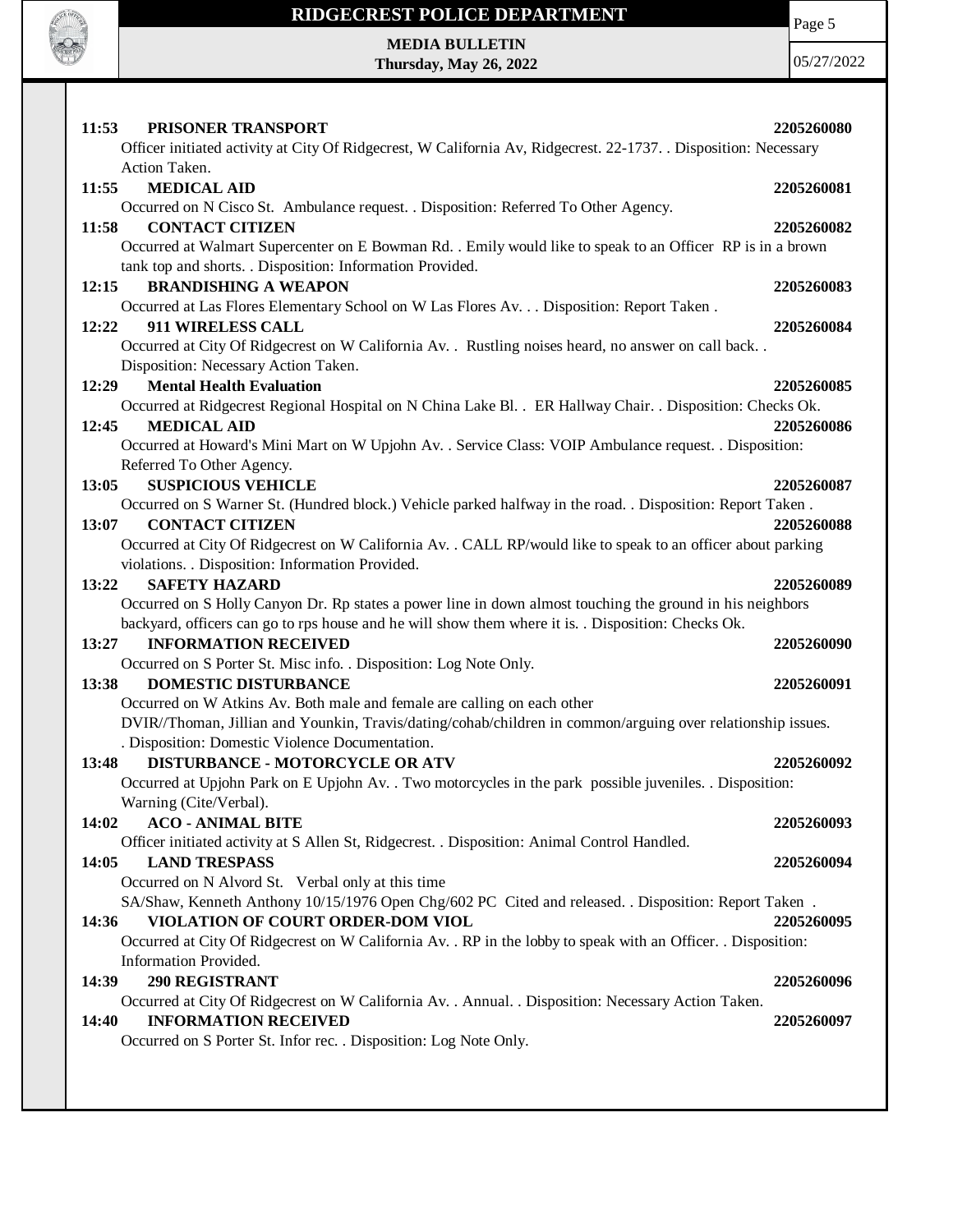**11:53 PRISONER TRANSPORT 2205260080**

Officer initiated activity at City Of Ridgecrest, W California Av, Ridgecrest. 22-1737. . Disposition: Necessary Action Taken.

**11:55 MEDICAL AID 2205260081**

Occurred on N Cisco St. Ambulance request. . Disposition: Referred To Other Agency.

**11:58 CONTACT CITIZEN 2205260082**

Occurred at Walmart Supercenter on E Bowman Rd. . Emily would like to speak to an Officer RP is in a brown tank top and shorts. . Disposition: Information Provided.

**12:15 BRANDISHING A WEAPON 2205260083**

Occurred at Las Flores Elementary School on W Las Flores Av. . . Disposition: Report Taken .

**12:22 911 WIRELESS CALL 2205260084**

Occurred at City Of Ridgecrest on W California Av. . Rustling noises heard, no answer on call back. . Disposition: Necessary Action Taken.

**12:29 Mental Health Evaluation 2205260085**

Occurred at Ridgecrest Regional Hospital on N China Lake Bl. . ER Hallway Chair. . Disposition: Checks Ok.

**12:45 MEDICAL AID 2205260086**

Occurred at Howard's Mini Mart on W Upjohn Av. . Service Class: VOIP Ambulance request. . Disposition: Referred To Other Agency.

**13:05 SUSPICIOUS VEHICLE 2205260087**

Occurred on S Warner St. (Hundred block.) Vehicle parked halfway in the road. . Disposition: Report Taken .

**13:07 CONTACT CITIZEN 2205260088**

Occurred at City Of Ridgecrest on W California Av. . CALL RP/would like to speak to an officer about parking violations. . Disposition: Information Provided.

**13:22 SAFETY HAZARD 2205260089**

Occurred on S Holly Canyon Dr. Rp states a power line in down almost touching the ground in his neighbors backyard, officers can go to rps house and he will show them where it is. . Disposition: Checks Ok.

**13:27 INFORMATION RECEIVED 2205260090**

Occurred on S Porter St. Misc info. . Disposition: Log Note Only.

**13:38 DOMESTIC DISTURBANCE 2205260091**

Occurred on W Atkins Av. Both male and female are calling on each other DVIR//Thoman, Jillian and Younkin, Travis/dating/cohab/children in common/arguing over relationship issues. . Disposition: Domestic Violence Documentation.

**13:48 DISTURBANCE - MOTORCYCLE OR ATV 2205260092**

Occurred at Upjohn Park on E Upjohn Av. . Two motorcycles in the park possible juveniles. . Disposition: Warning (Cite/Verbal).

**14:02 ACO - ANIMAL BITE 2205260093**

Officer initiated activity at S Allen St, Ridgecrest. . Disposition: Animal Control Handled.

**14:05 LAND TRESPASS 2205260094**

Occurred on N Alvord St. Verbal only at this time SA/Shaw, Kenneth Anthony 10/15/1976 Open Chg/602 PC Cited and released. . Disposition: Report Taken .

**14:36 VIOLATION OF COURT ORDER-DOM VIOL 2205260095**

Occurred at City Of Ridgecrest on W California Av. . RP in the lobby to speak with an Officer. . Disposition: Information Provided.

**14:39 290 REGISTRANT 2205260096**

Occurred at City Of Ridgecrest on W California Av. . Annual. . Disposition: Necessary Action Taken.

**14:40 INFORMATION RECEIVED 2205260097**

Occurred on S Porter St. Infor rec. . Disposition: Log Note Only.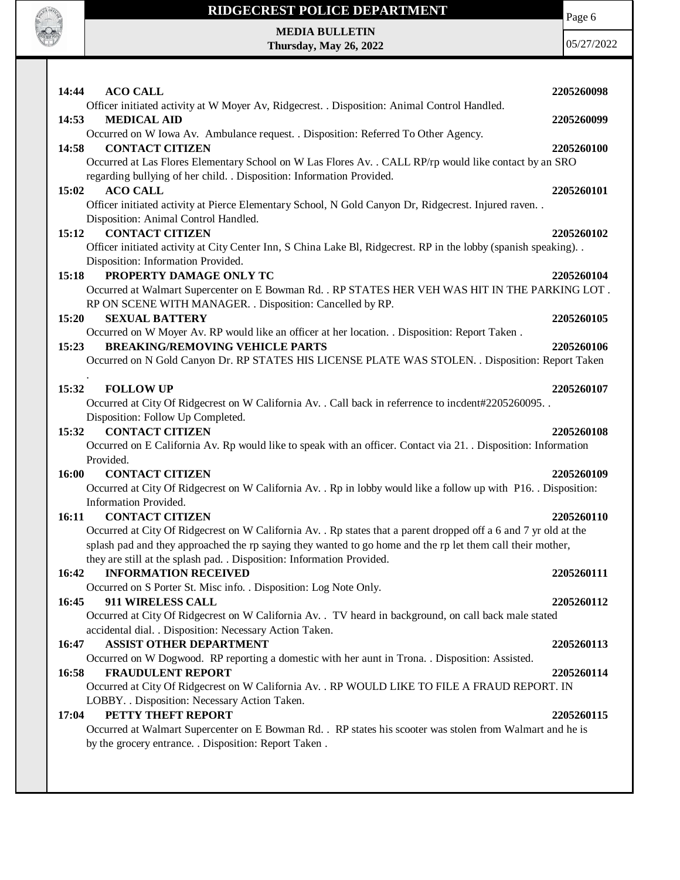**14:44 ACO CALL** **2205260098**

Officer initiated activity at W Moyer Av, Ridgecrest. . Disposition: Animal Control Handled.

**14:53 MEDICAL AID** **2205260099**

Occurred on W Iowa Av. Ambulance request. . Disposition: Referred To Other Agency.

**14:58 CONTACT CITIZEN** **2205260100**

Occurred at Las Flores Elementary School on W Las Flores Av. . CALL RP/rp would like contact by an SRO regarding bullying of her child. . Disposition: Information Provided.

**15:02 ACO CALL** **2205260101**

Officer initiated activity at Pierce Elementary School, N Gold Canyon Dr, Ridgecrest. Injured raven. . Disposition: Animal Control Handled.

**15:12 CONTACT CITIZEN** **2205260102**

Officer initiated activity at City Center Inn, S China Lake Bl, Ridgecrest. RP in the lobby (spanish speaking). . Disposition: Information Provided.

**15:18 PROPERTY DAMAGE ONLY TC** **2205260104**

Occurred at Walmart Supercenter on E Bowman Rd. . RP STATES HER VEH WAS HIT IN THE PARKING LOT . RP ON SCENE WITH MANAGER. . Disposition: Cancelled by RP.

**15:20 SEXUAL BATTERY** **2205260105**

Occurred on W Moyer Av. RP would like an officer at her location. . Disposition: Report Taken .

**15:23 BREAKING/REMOVING VEHICLE PARTS** **2205260106**

Occurred on N Gold Canyon Dr. RP STATES HIS LICENSE PLATE WAS STOLEN. . Disposition: Report Taken .

**15:32 FOLLOW UP** **2205260107**

Occurred at City Of Ridgecrest on W California Av. . Call back in referrence to incdent#2205260095. . Disposition: Follow Up Completed.

**15:32 CONTACT CITIZEN** **2205260108**

Occurred on E California Av. Rp would like to speak with an officer. Contact via 21. . Disposition: Information Provided.

**16:00 CONTACT CITIZEN** **2205260109**

Occurred at City Of Ridgecrest on W California Av. . Rp in lobby would like a follow up with P16. . Disposition: Information Provided.

**16:11 CONTACT CITIZEN** **2205260110**

Occurred at City Of Ridgecrest on W California Av. . Rp states that a parent dropped off a 6 and 7 yr old at the splash pad and they approached the rp saying they wanted to go home and the rp let them call their mother, they are still at the splash pad. . Disposition: Information Provided.

**16:42 INFORMATION RECEIVED** **2205260111**

Occurred on S Porter St. Misc info. . Disposition: Log Note Only.

**16:45 911 WIRELESS CALL** **2205260112**

Occurred at City Of Ridgecrest on W California Av. . TV heard in background, on call back male stated accidental dial. . Disposition: Necessary Action Taken.

**16:47 ASSIST OTHER DEPARTMENT** **2205260113**

Occurred on W Dogwood. RP reporting a domestic with her aunt in Trona. . Disposition: Assisted.

**16:58 FRAUDULENT REPORT** **2205260114**

Occurred at City Of Ridgecrest on W California Av. . RP WOULD LIKE TO FILE A FRAUD REPORT. IN LOBBY. . Disposition: Necessary Action Taken.

**17:04 PETTY THEFT REPORT** **2205260115**

Occurred at Walmart Supercenter on E Bowman Rd. . RP states his scooter was stolen from Walmart and he is by the grocery entrance. . Disposition: Report Taken .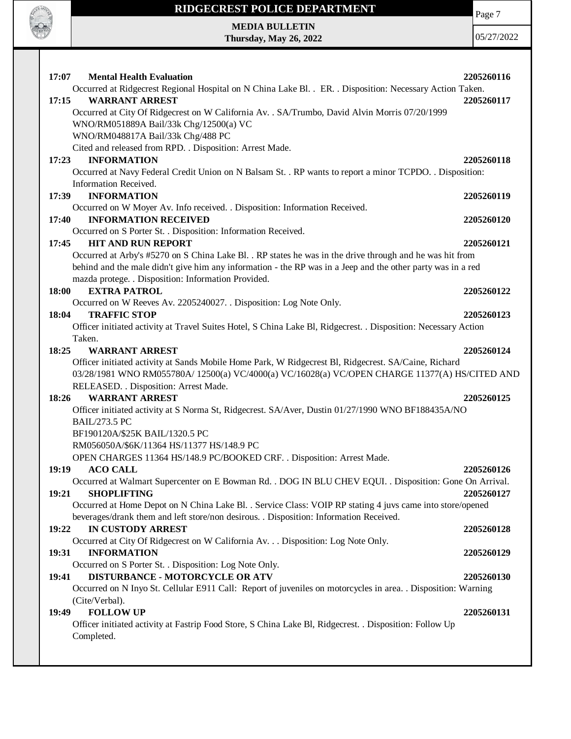**17:07 Mental Health Evaluation** **2205260116**

Occurred at Ridgecrest Regional Hospital on N China Lake Bl. . ER. . Disposition: Necessary Action Taken.

**17:15 WARRANT ARREST** **2205260117**

Occurred at City Of Ridgecrest on W California Av. . SA/Trumbo, David Alvin Morris 07/20/1999
WNO/RM051889A Bail/33k Chg/12500(a) VC
WNO/RM048817A Bail/33k Chg/488 PC
Cited and released from RPD. . Disposition: Arrest Made.

**17:23 INFORMATION** **2205260118**

Occurred at Navy Federal Credit Union on N Balsam St. . RP wants to report a minor TCPDO. . Disposition: Information Received.

**17:39 INFORMATION** **2205260119**

Occurred on W Moyer Av. Info received. . Disposition: Information Received.

**17:40 INFORMATION RECEIVED** **2205260120**

Occurred on S Porter St. . Disposition: Information Received.

**17:45 HIT AND RUN REPORT** **2205260121**

Occurred at Arby's #5270 on S China Lake Bl. . RP states he was in the drive through and he was hit from behind and the male didn't give him any information - the RP was in a Jeep and the other party was in a red mazda protege. . Disposition: Information Provided.

**18:00 EXTRA PATROL** **2205260122**

Occurred on W Reeves Av. 2205240027. . Disposition: Log Note Only.

**18:04 TRAFFIC STOP** **2205260123**

Officer initiated activity at Travel Suites Hotel, S China Lake Bl, Ridgecrest. . Disposition: Necessary Action Taken.

**18:25 WARRANT ARREST** **2205260124**

Officer initiated activity at Sands Mobile Home Park, W Ridgecrest Bl, Ridgecrest. SA/Caine, Richard 03/28/1981 WNO RM055780A/ 12500(a) VC/4000(a) VC/16028(a) VC/OPEN CHARGE 11377(A) HS/CITED AND RELEASED. . Disposition: Arrest Made.

**18:26 WARRANT ARREST** **2205260125**

Officer initiated activity at S Norma St, Ridgecrest. SA/Aver, Dustin 01/27/1990 WNO BF188435A/NO BAIL/273.5 PC
BF190120A/$25K BAIL/1320.5 PC
RM056050A/$6K/11364 HS/11377 HS/148.9 PC
OPEN CHARGES 11364 HS/148.9 PC/BOOKED CRF. . Disposition: Arrest Made.

**19:19 ACO CALL** **2205260126**

Occurred at Walmart Supercenter on E Bowman Rd. . DOG IN BLU CHEV EQUI. . Disposition: Gone On Arrival.

**19:21 SHOPLIFTING** **2205260127**

Occurred at Home Depot on N China Lake Bl. . Service Class: VOIP RP stating 4 juvs came into store/opened beverages/drank them and left store/non desirous. . Disposition: Information Received.

**19:22 IN CUSTODY ARREST** **2205260128**

Occurred at City Of Ridgecrest on W California Av. . . Disposition: Log Note Only.

**19:31 INFORMATION** **2205260129**

Occurred on S Porter St. . Disposition: Log Note Only.

**19:41 DISTURBANCE - MOTORCYCLE OR ATV** **2205260130**

Occurred on N Inyo St. Cellular E911 Call: Report of juveniles on motorcycles in area. . Disposition: Warning (Cite/Verbal).

**19:49 FOLLOW UP** **2205260131**

Officer initiated activity at Fastrip Food Store, S China Lake Bl, Ridgecrest. . Disposition: Follow Up Completed.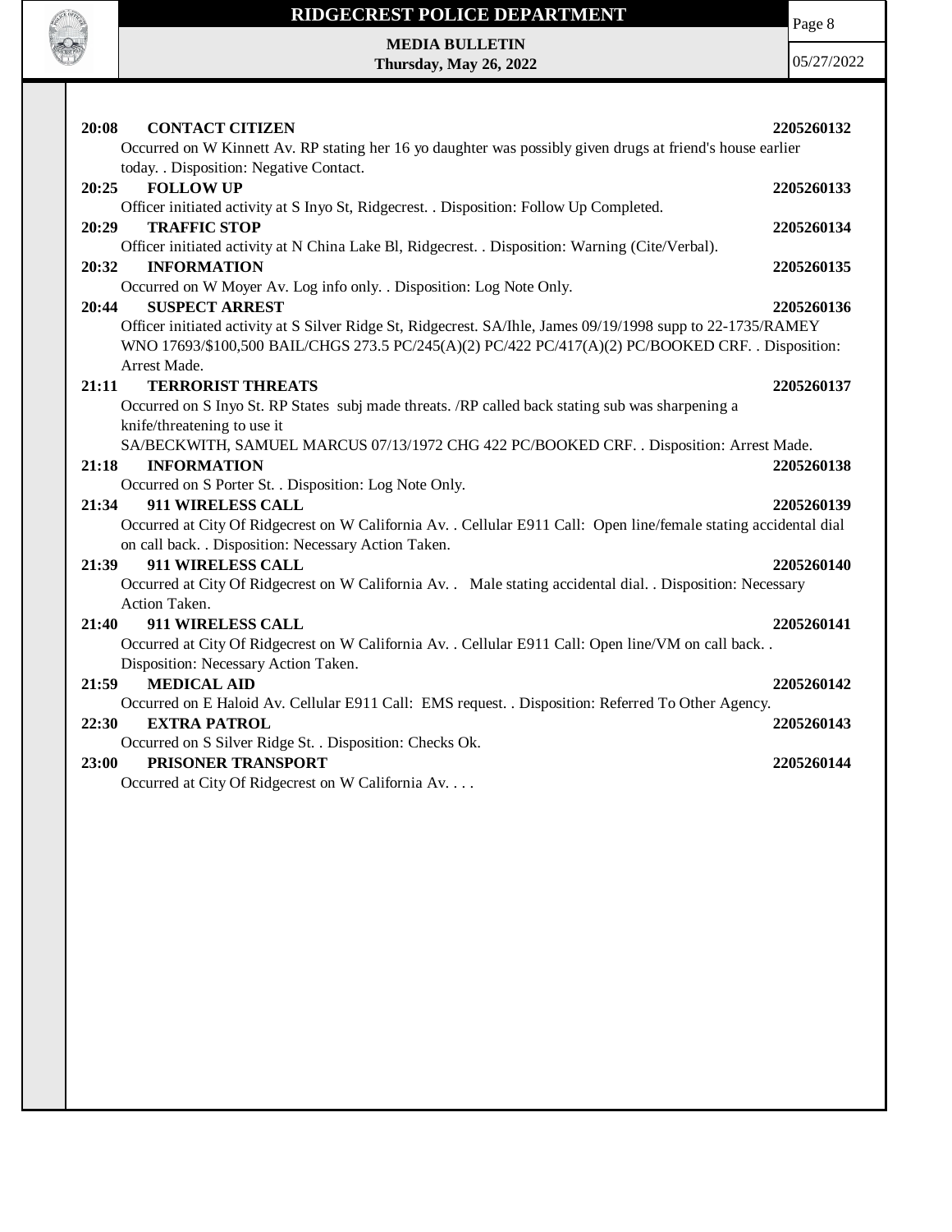**20:08 CONTACT CITIZEN** **2205260132**

Occurred on W Kinnett Av. RP stating her 16 yo daughter was possibly given drugs at friend's house earlier today. . Disposition: Negative Contact.

**20:25 FOLLOW UP** **2205260133**

Officer initiated activity at S Inyo St, Ridgecrest. . Disposition: Follow Up Completed.

**20:29 TRAFFIC STOP** **2205260134**

Officer initiated activity at N China Lake Bl, Ridgecrest. . Disposition: Warning (Cite/Verbal).

**20:32 INFORMATION** **2205260135**

Occurred on W Moyer Av. Log info only. . Disposition: Log Note Only.

**20:44 SUSPECT ARREST** **2205260136**

Officer initiated activity at S Silver Ridge St, Ridgecrest. SA/Ihle, James 09/19/1998 supp to 22-1735/RAMEY WNO 17693/$100,500 BAIL/CHGS 273.5 PC/245(A)(2) PC/422 PC/417(A)(2) PC/BOOKED CRF. . Disposition: Arrest Made.

**21:11 TERRORIST THREATS** **2205260137**

Occurred on S Inyo St. RP States subj made threats. /RP called back stating sub was sharpening a knife/threatening to use it
SA/BECKWITH, SAMUEL MARCUS 07/13/1972 CHG 422 PC/BOOKED CRF. . Disposition: Arrest Made.

**21:18 INFORMATION** **2205260138**

Occurred on S Porter St. . Disposition: Log Note Only.

**21:34 911 WIRELESS CALL** **2205260139**

Occurred at City Of Ridgecrest on W California Av. . Cellular E911 Call: Open line/female stating accidental dial on call back. . Disposition: Necessary Action Taken.

**21:39 911 WIRELESS CALL** **2205260140**

Occurred at City Of Ridgecrest on W California Av. . Male stating accidental dial. . Disposition: Necessary Action Taken.

**21:40 911 WIRELESS CALL** **2205260141**

Occurred at City Of Ridgecrest on W California Av. . Cellular E911 Call: Open line/VM on call back. . Disposition: Necessary Action Taken.

**21:59 MEDICAL AID** **2205260142**

Occurred on E Haloid Av. Cellular E911 Call: EMS request. . Disposition: Referred To Other Agency.

**22:30 EXTRA PATROL** **2205260143**

Occurred on S Silver Ridge St. . Disposition: Checks Ok.

**23:00 PRISONER TRANSPORT** **2205260144**

Occurred at City Of Ridgecrest on W California Av. . . .